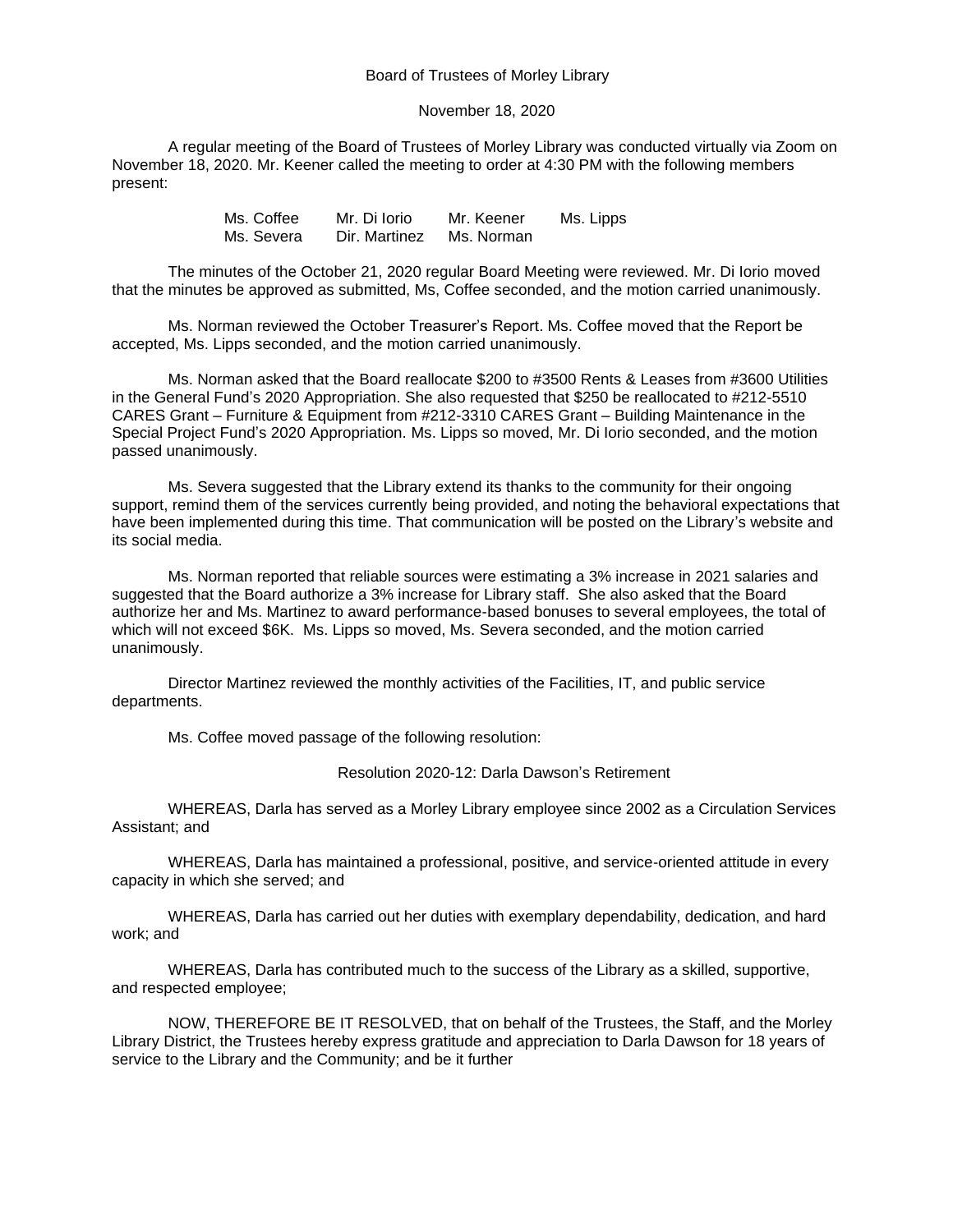Board of Trustees of Morley Library

November 18, 2020

A regular meeting of the Board of Trustees of Morley Library was conducted virtually via Zoom on November 18, 2020. Mr. Keener called the meeting to order at 4:30 PM with the following members present:

| | | | |
|---|---|---|---|
| Ms. Coffee | Mr. Di Iorio | Mr. Keener | Ms. Lipps |
| Ms. Severa | Dir. Martinez | Ms. Norman | |

The minutes of the October 21, 2020 regular Board Meeting were reviewed. Mr. Di Iorio moved that the minutes be approved as submitted, Ms, Coffee seconded, and the motion carried unanimously.

Ms. Norman reviewed the October Treasurer's Report. Ms. Coffee moved that the Report be accepted, Ms. Lipps seconded, and the motion carried unanimously.

Ms. Norman asked that the Board reallocate $200 to #3500 Rents & Leases from #3600 Utilities in the General Fund's 2020 Appropriation. She also requested that $250 be reallocated to #212-5510 CARES Grant – Furniture & Equipment from #212-3310 CARES Grant – Building Maintenance in the Special Project Fund's 2020 Appropriation. Ms. Lipps so moved, Mr. Di Iorio seconded, and the motion passed unanimously.

Ms. Severa suggested that the Library extend its thanks to the community for their ongoing support, remind them of the services currently being provided, and noting the behavioral expectations that have been implemented during this time. That communication will be posted on the Library's website and its social media.

Ms. Norman reported that reliable sources were estimating a 3% increase in 2021 salaries and suggested that the Board authorize a 3% increase for Library staff. She also asked that the Board authorize her and Ms. Martinez to award performance-based bonuses to several employees, the total of which will not exceed $6K. Ms. Lipps so moved, Ms. Severa seconded, and the motion carried unanimously.

Director Martinez reviewed the monthly activities of the Facilities, IT, and public service departments.

Ms. Coffee moved passage of the following resolution:

Resolution 2020-12: Darla Dawson's Retirement

WHEREAS, Darla has served as a Morley Library employee since 2002 as a Circulation Services Assistant; and

WHEREAS, Darla has maintained a professional, positive, and service-oriented attitude in every capacity in which she served; and

WHEREAS, Darla has carried out her duties with exemplary dependability, dedication, and hard work; and

WHEREAS, Darla has contributed much to the success of the Library as a skilled, supportive, and respected employee;

NOW, THEREFORE BE IT RESOLVED, that on behalf of the Trustees, the Staff, and the Morley Library District, the Trustees hereby express gratitude and appreciation to Darla Dawson for 18 years of service to the Library and the Community; and be it further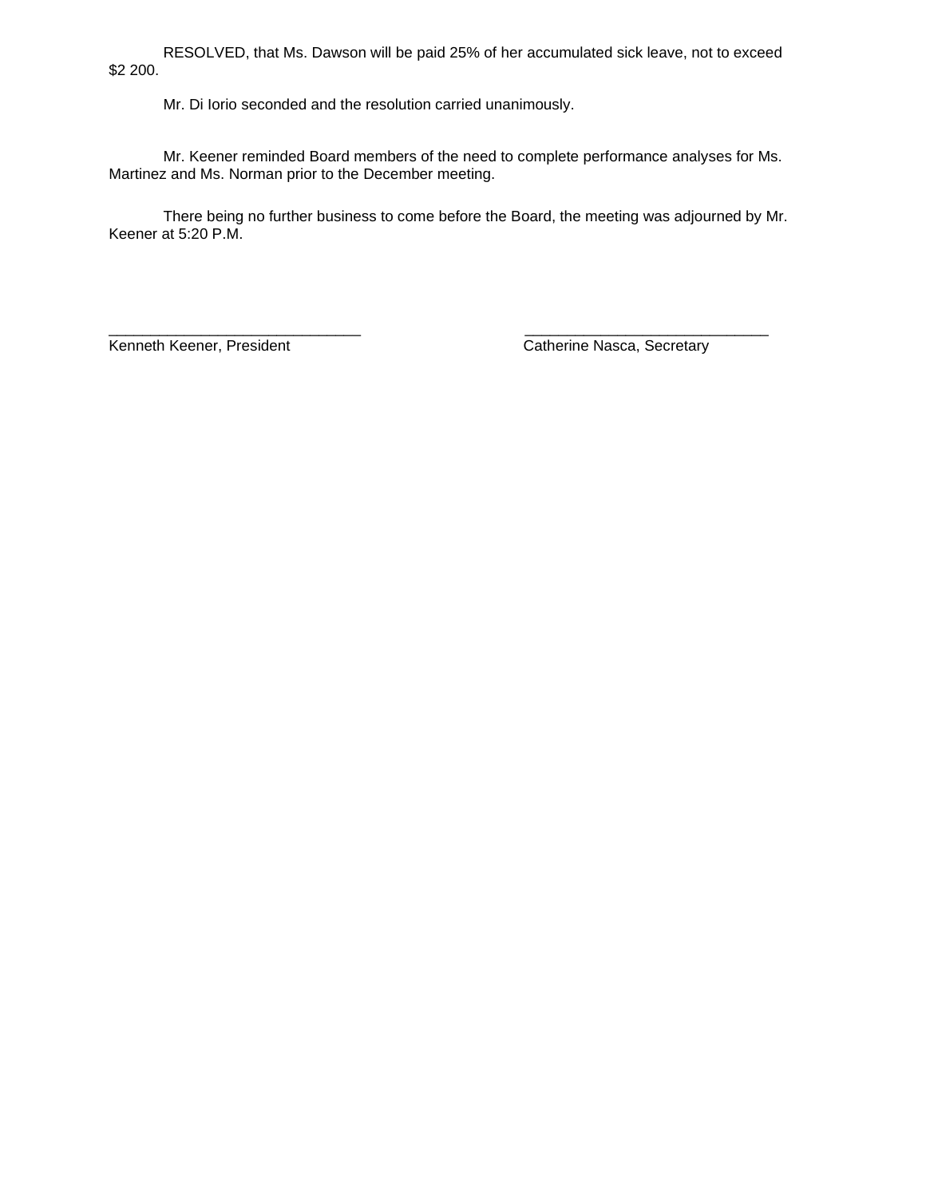RESOLVED, that Ms. Dawson will be paid 25% of her accumulated sick leave, not to exceed $2 200.

Mr. Di Iorio seconded and the resolution carried unanimously.

Mr. Keener reminded Board members of the need to complete performance analyses for Ms. Martinez and Ms. Norman prior to the December meeting.

There being no further business to come before the Board, the meeting was adjourned by Mr. Keener at 5:20 P.M.

| | |
|---|---|
| ______________________________ | ______________________________ |
| Kenneth Keener, President | Catherine Nasca, Secretary |